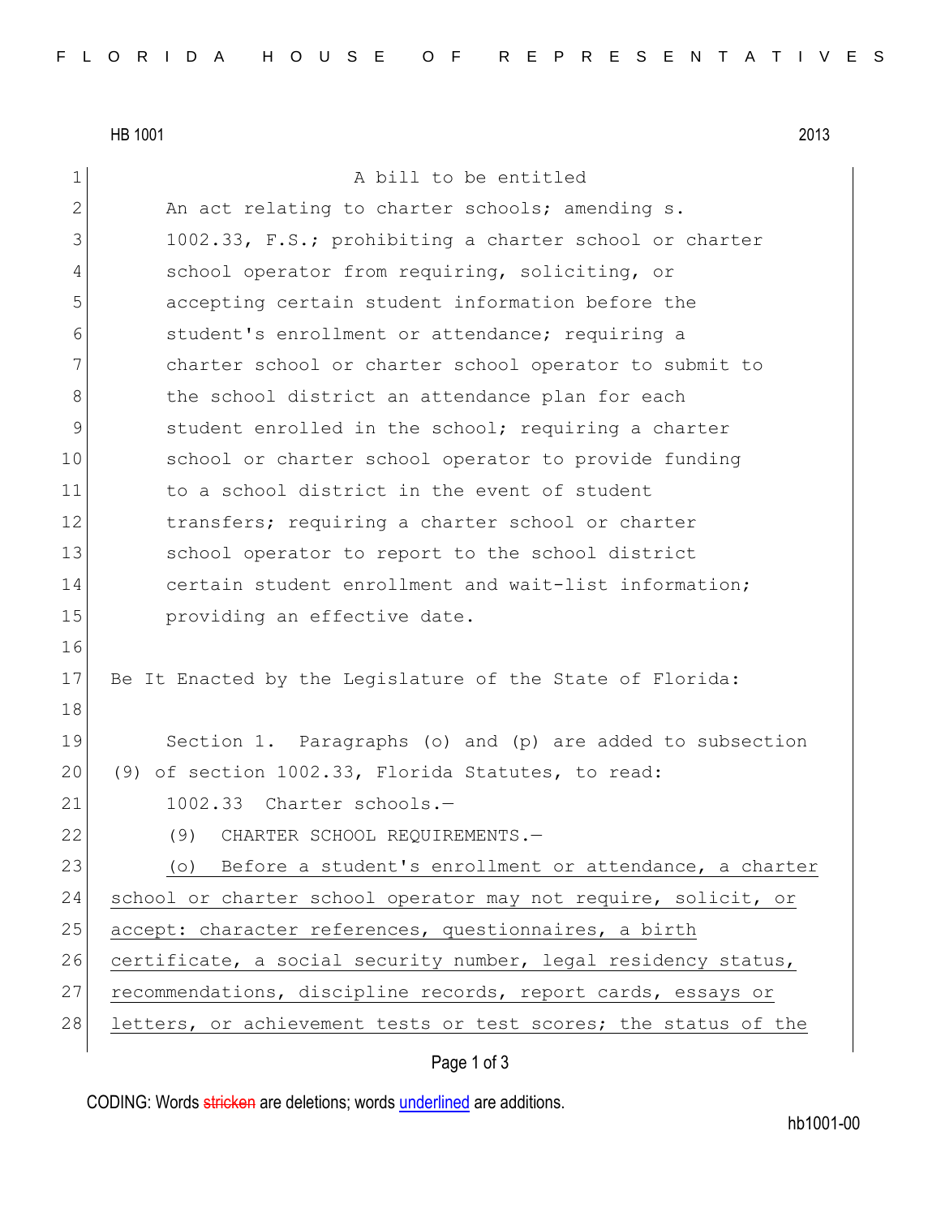HB 1001 2013

A bill to be entitled

An act relating to charter schools; amending s. 1002.33, F.S.; prohibiting a charter school or charter school operator from requiring, soliciting, or accepting certain student information before the student's enrollment or attendance; requiring a charter school or charter school operator to submit to the school district an attendance plan for each student enrolled in the school; requiring a charter school or charter school operator to provide funding to a school district in the event of student transfers; requiring a charter school or charter school operator to report to the school district certain student enrollment and wait-list information; providing an effective date.

Be It Enacted by the Legislature of the State of Florida:

Section 1. Paragraphs (o) and (p) are added to subsection (9) of section 1002.33, Florida Statutes, to read:

1002.33 Charter schools.—

(9) CHARTER SCHOOL REQUIREMENTS.—

<u>(o) Before a student's enrollment or attendance, a charter school or charter school operator may not require, solicit, or accept: character references, questionnaires, a birth certificate, a social security number, legal residency status, recommendations, discipline records, report cards, essays or letters, or achievement tests or test scores; the status of the</u>

CODING: Words ~~stricken~~ are deletions; words <u>underlined</u> are additions.

hb1001-00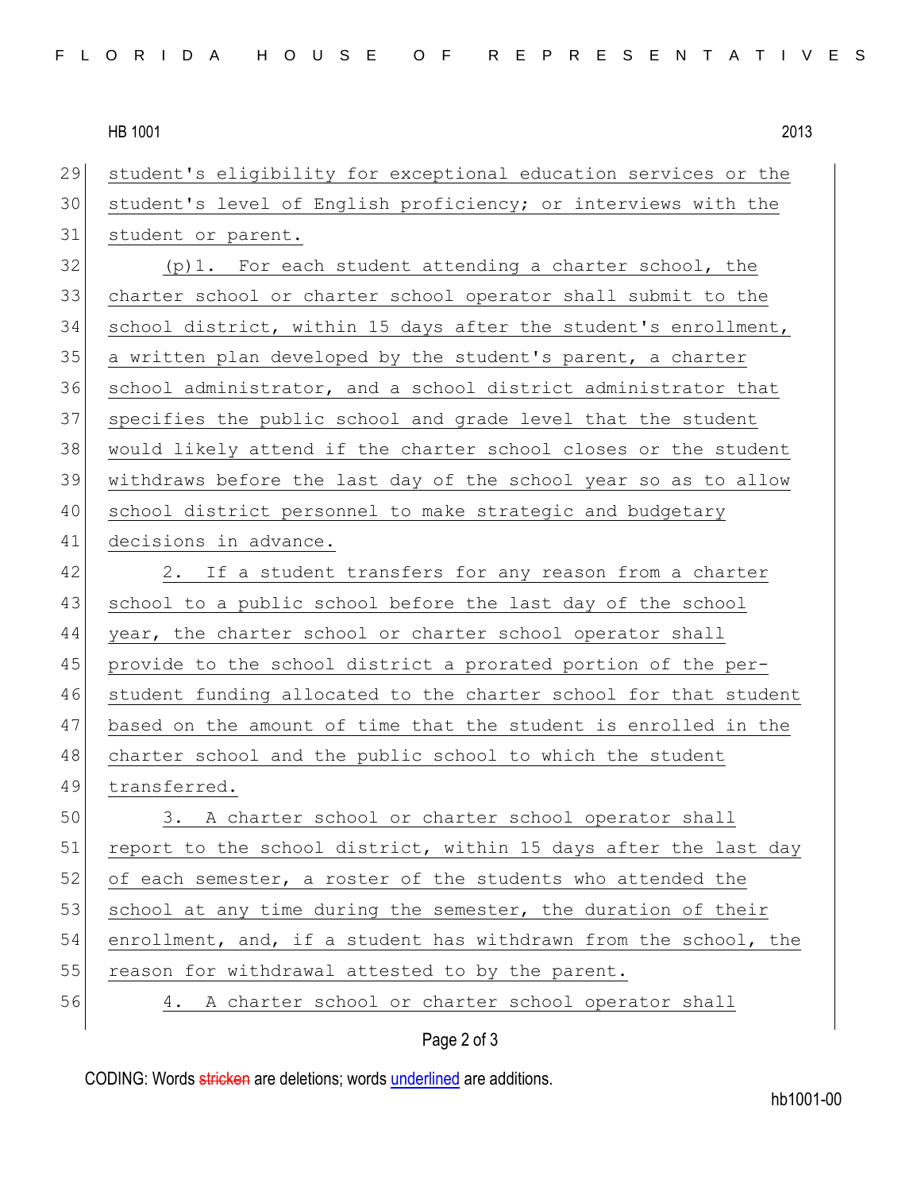student's eligibility for exceptional education services or the student's level of English proficiency; or interviews with the student or parent.

(p)1. For each student attending a charter school, the charter school or charter school operator shall submit to the school district, within 15 days after the student's enrollment, a written plan developed by the student's parent, a charter school administrator, and a school district administrator that specifies the public school and grade level that the student would likely attend if the charter school closes or the student withdraws before the last day of the school year so as to allow school district personnel to make strategic and budgetary decisions in advance.

2. If a student transfers for any reason from a charter school to a public school before the last day of the school year, the charter school or charter school operator shall provide to the school district a prorated portion of the per-student funding allocated to the charter school for that student based on the amount of time that the student is enrolled in the charter school and the public school to which the student transferred.

3. A charter school or charter school operator shall report to the school district, within 15 days after the last day of each semester, a roster of the students who attended the school at any time during the semester, the duration of their enrollment, and, if a student has withdrawn from the school, the reason for withdrawal attested to by the parent.

4. A charter school or charter school operator shall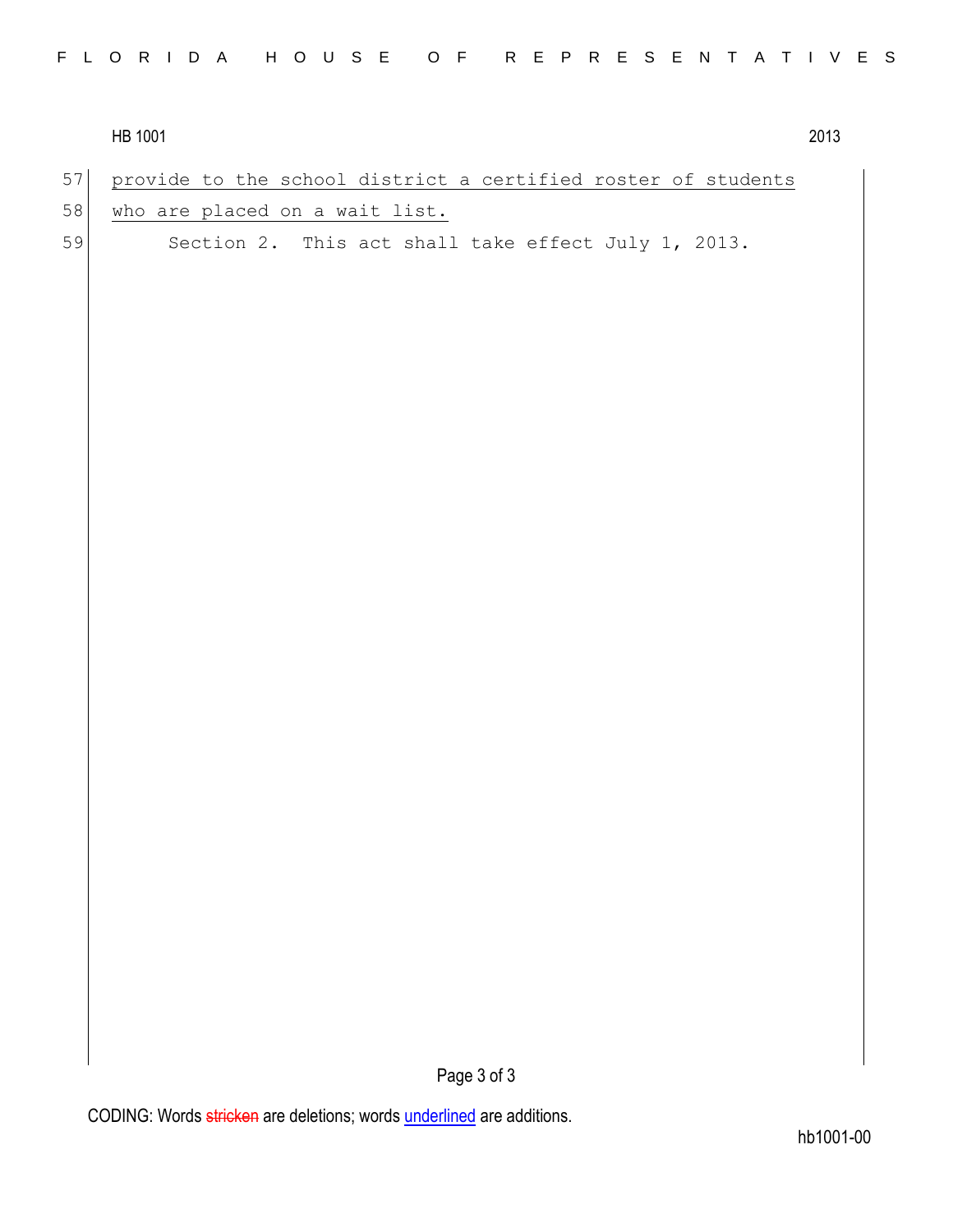57 provide to the school district a certified roster of students

58 who are placed on a wait list.

59 Section 2. This act shall take effect July 1, 2013.

CODING: Words stricken are deletions; words underlined are additions.

hb1001-00